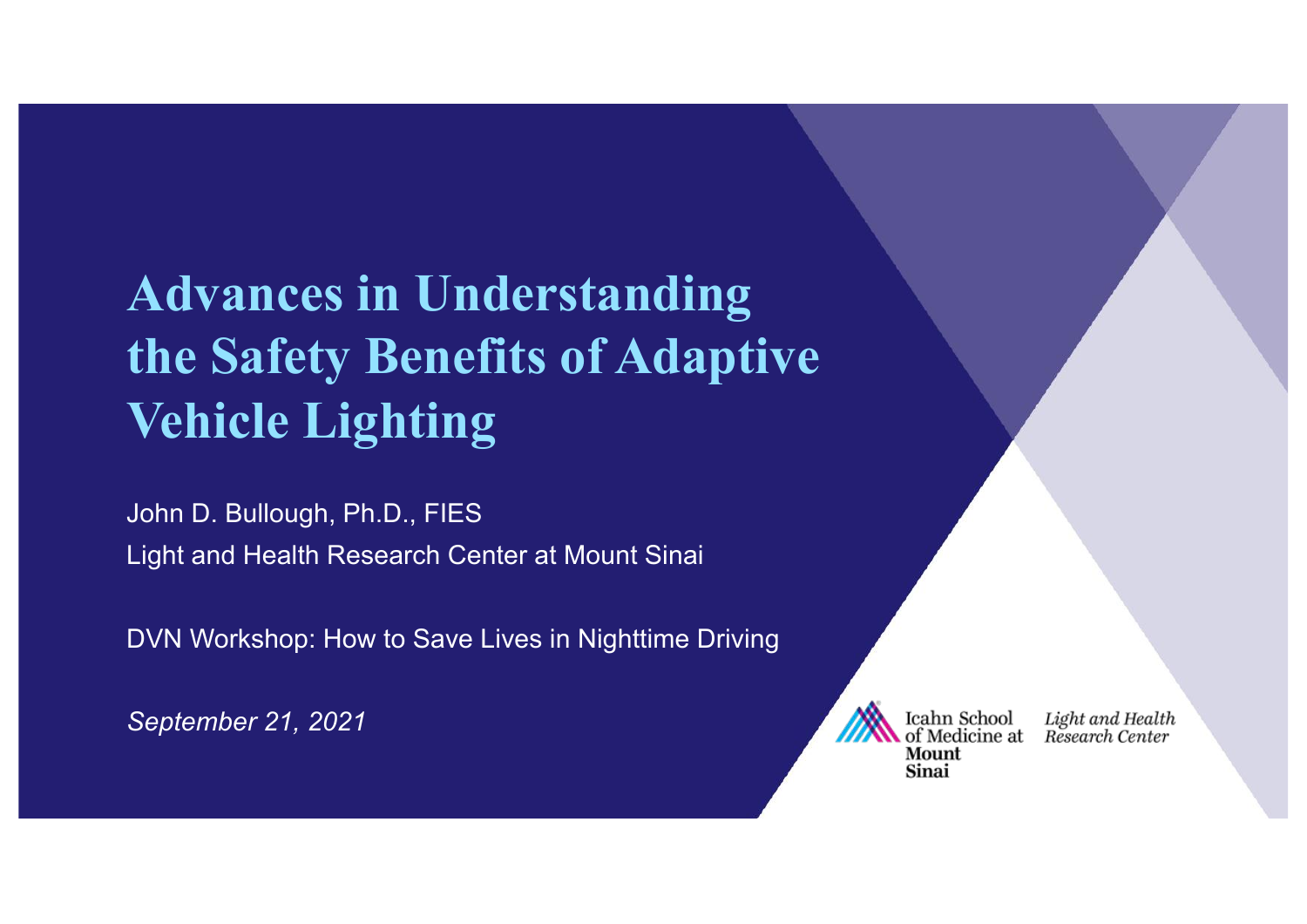# Advances in Understanding the Safety Benefits of Adaptive Vehicle Lighting

John D. Bullough, Ph.D., FIES

Light and Health Research Center at Mount Sinai

DVN Workshop: How to Save Lives in Nighttime Driving

*September 21, 2021*

Icahn School of Medicine at Mount Sinai

*Light and Health Research Center*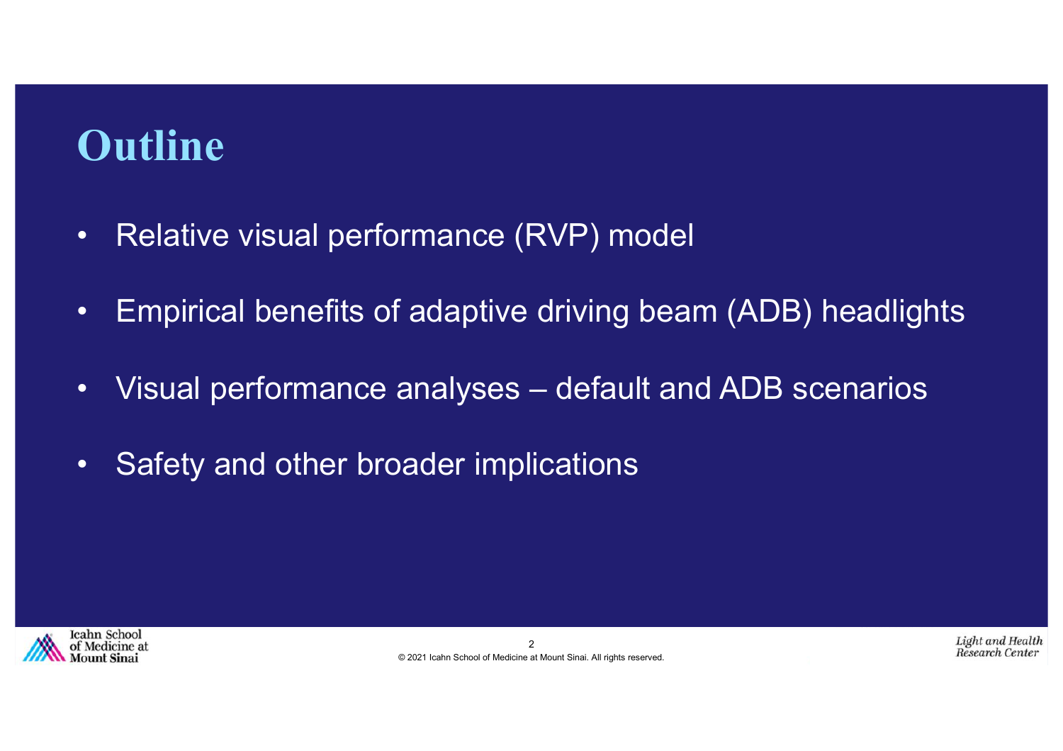# Outline

- Relative visual performance (RVP) model
- Empirical benefits of adaptive driving beam (ADB) headlights
- Visual performance analyses – default and ADB scenarios
- Safety and other broader implications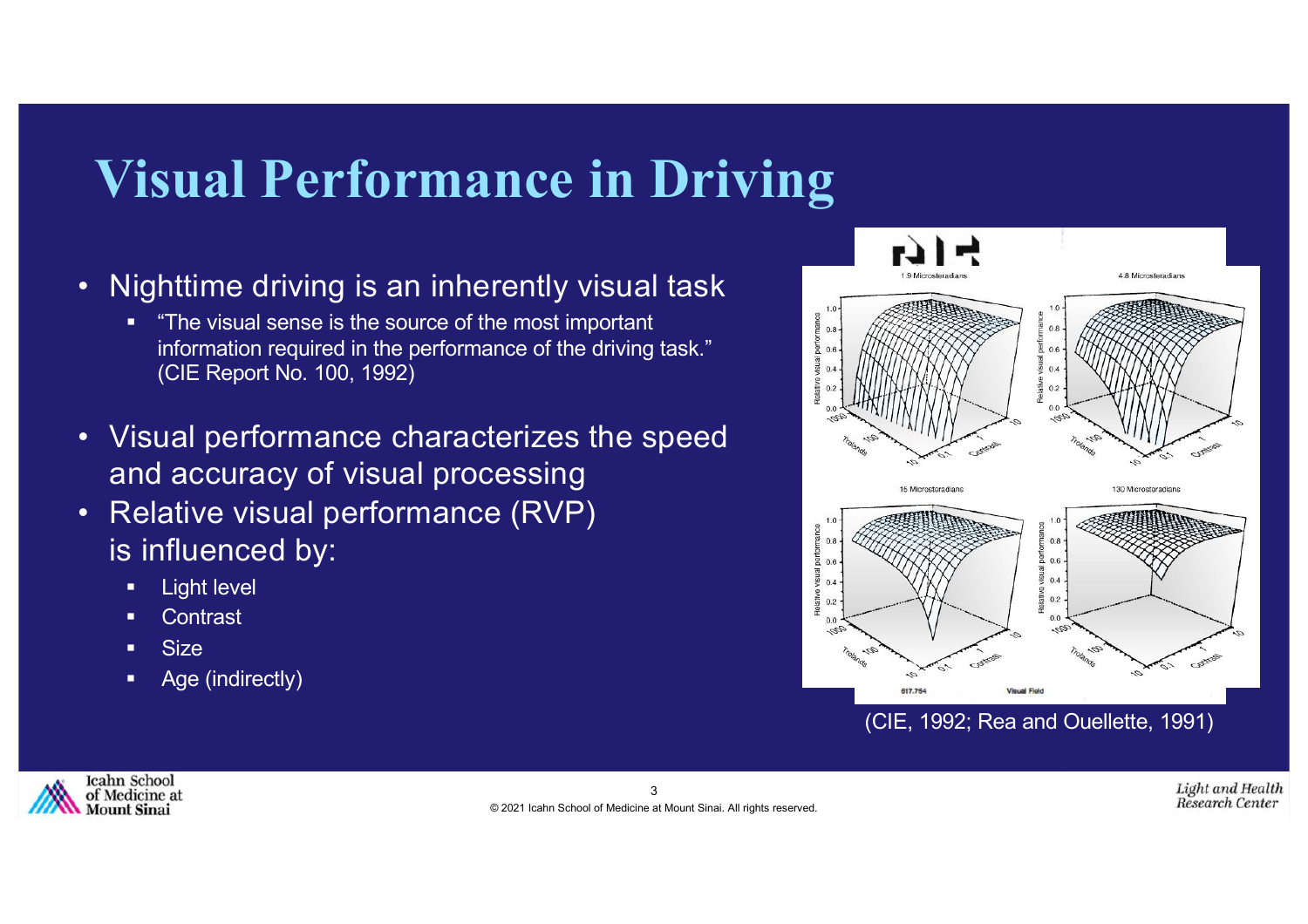# Visual Performance in Driving

- Nighttime driving is an inherently visual task
  - "The visual sense is the source of the most important information required in the performance of the driving task." (CIE Report No. 100, 1992)
- Visual performance characterizes the speed and accuracy of visual processing
- Relative visual performance (RVP) is influenced by:
  - Light level
  - Contrast
  - Size
  - Age (indirectly)

(CIE, 1992; Rea and Ouellette, 1991)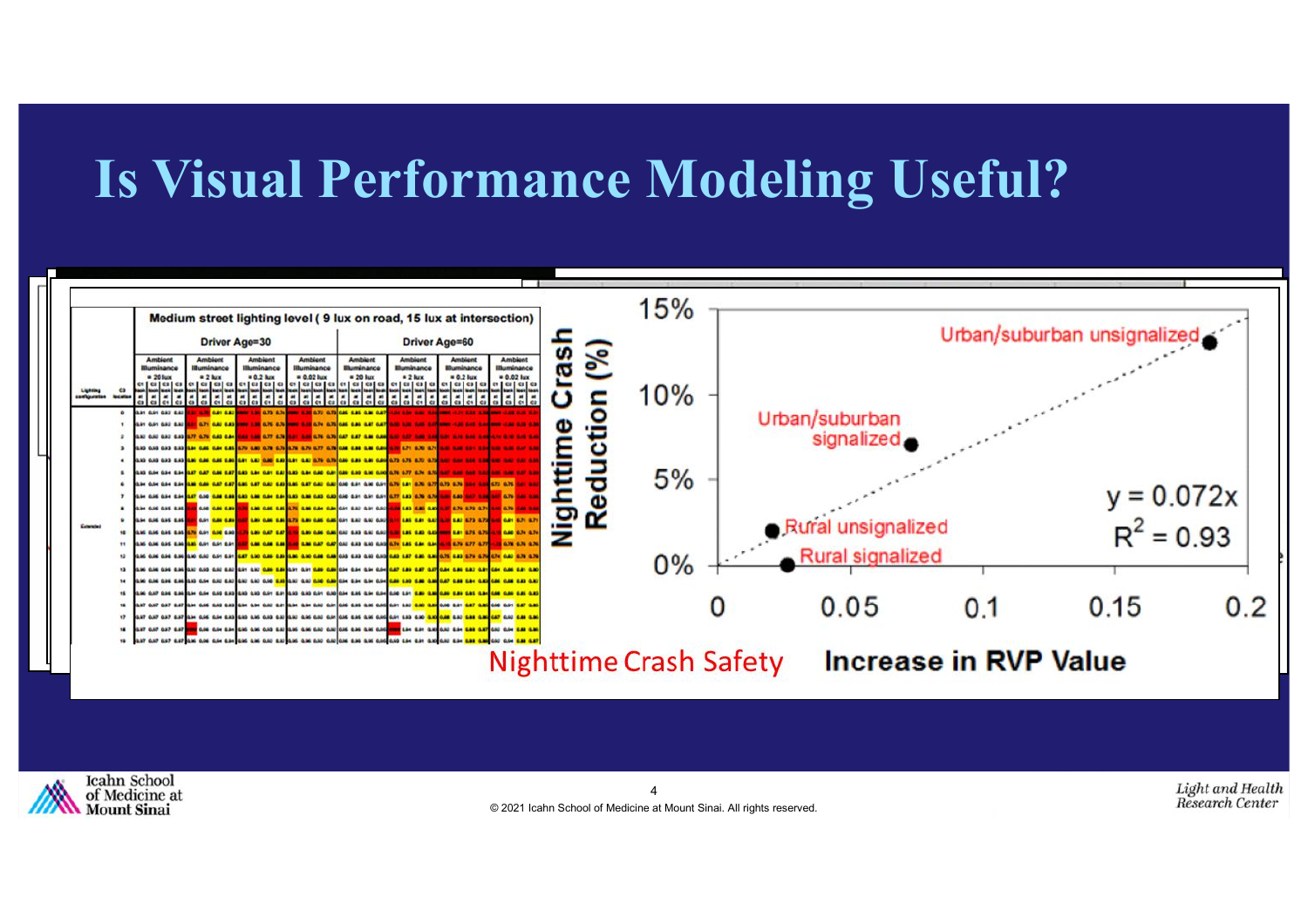# Is Visual Performance Modeling Useful?

Medium street lighting level ( 9 lux on road, 15 lux at intersection)

Nighttime Crash Safety

Nighttime Crash Reduction (%)

Increase in RVP Value

Urban/suburban unsignalized

Urban/suburban signalized

Rural unsignalized

Rural signalized

$y = 0.072x$

$R^2 = 0.93$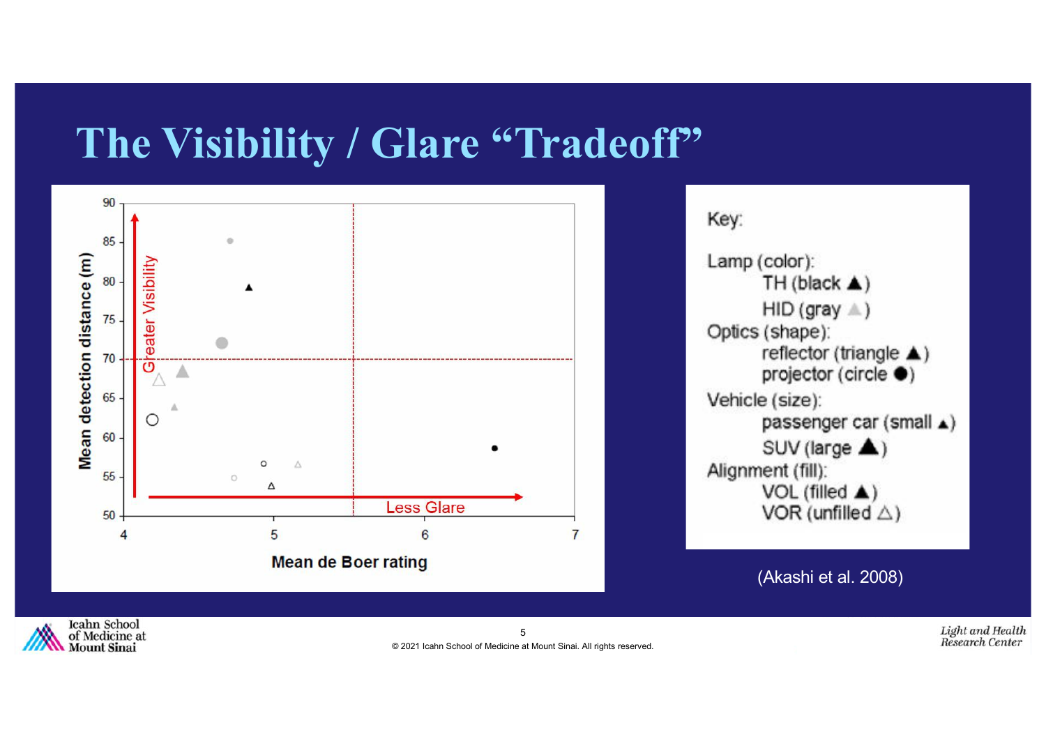# The Visibility / Glare "Tradeoff"

Key:

Lamp (color):
- TH (black ▲)
- HID (gray ▲)

Optics (shape):
- reflector (triangle ▲)
- projector (circle ●)

Vehicle (size):
- passenger car (small ▲)
- SUV (large ▲)

Alignment (fill):
- VOL (filled ▲)
- VOR (unfilled △)

(Akashi et al. 2008)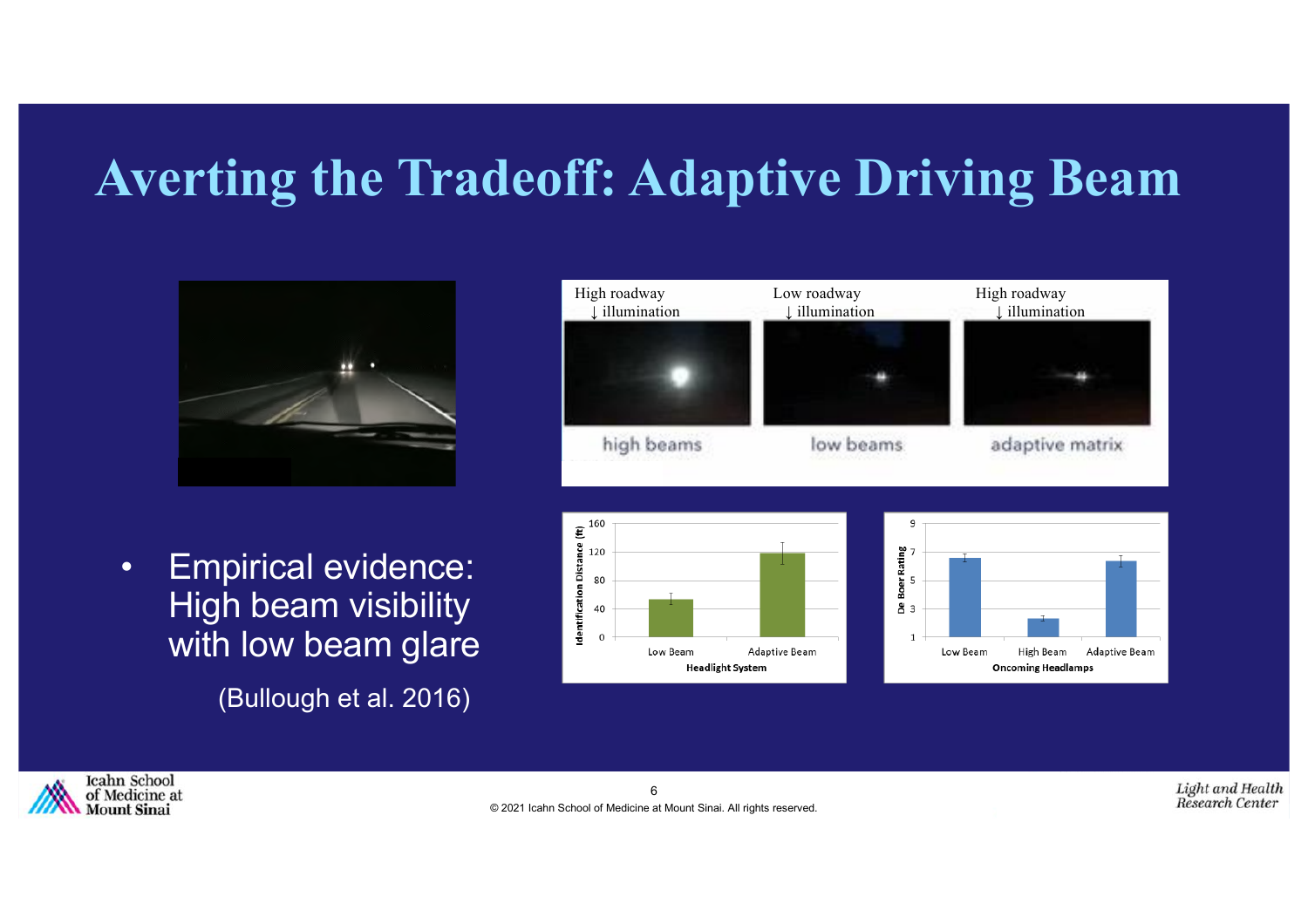# Averting the Tradeoff: Adaptive Driving Beam

| High roadway ↓ illumination | Low roadway ↓ illumination | High roadway ↓ illumination |
| --- | --- | --- |
| high beams | low beams | adaptive matrix |

- Empirical evidence: High beam visibility with low beam glare

  (Bullough et al. 2016)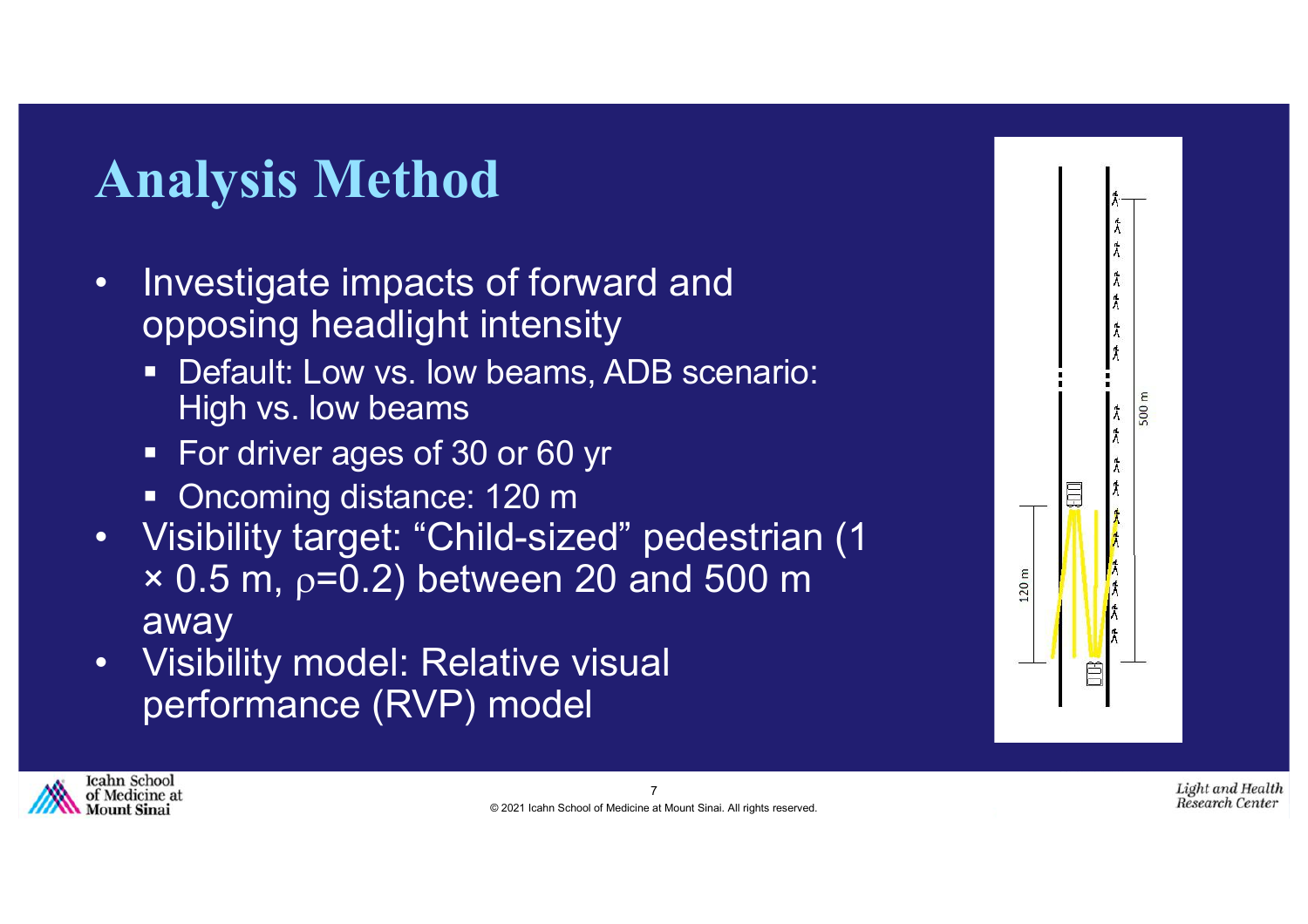# Analysis Method

- Investigate impacts of forward and opposing headlight intensity
  - Default: Low vs. low beams, ADB scenario: High vs. low beams
  - For driver ages of 30 or 60 yr
  - Oncoming distance: 120 m
- Visibility target: "Child-sized" pedestrian (1 × 0.5 m, $\rho$=0.2) between 20 and 500 m away
- Visibility model: Relative visual performance (RVP) model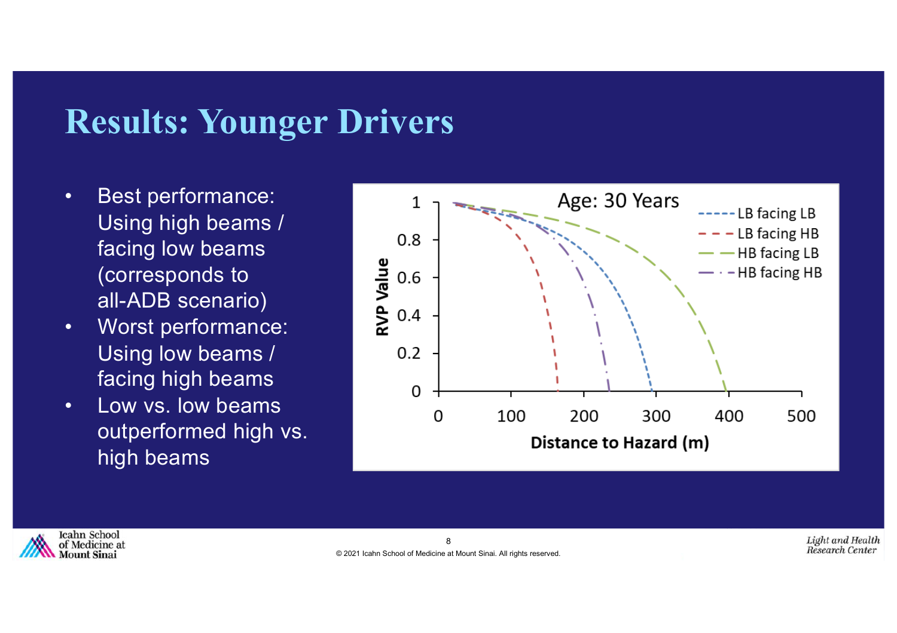# Results: Younger Drivers

- Best performance: Using high beams / facing low beams (corresponds to all-ADB scenario)
- Worst performance: Using low beams / facing high beams
- Low vs. low beams outperformed high vs. high beams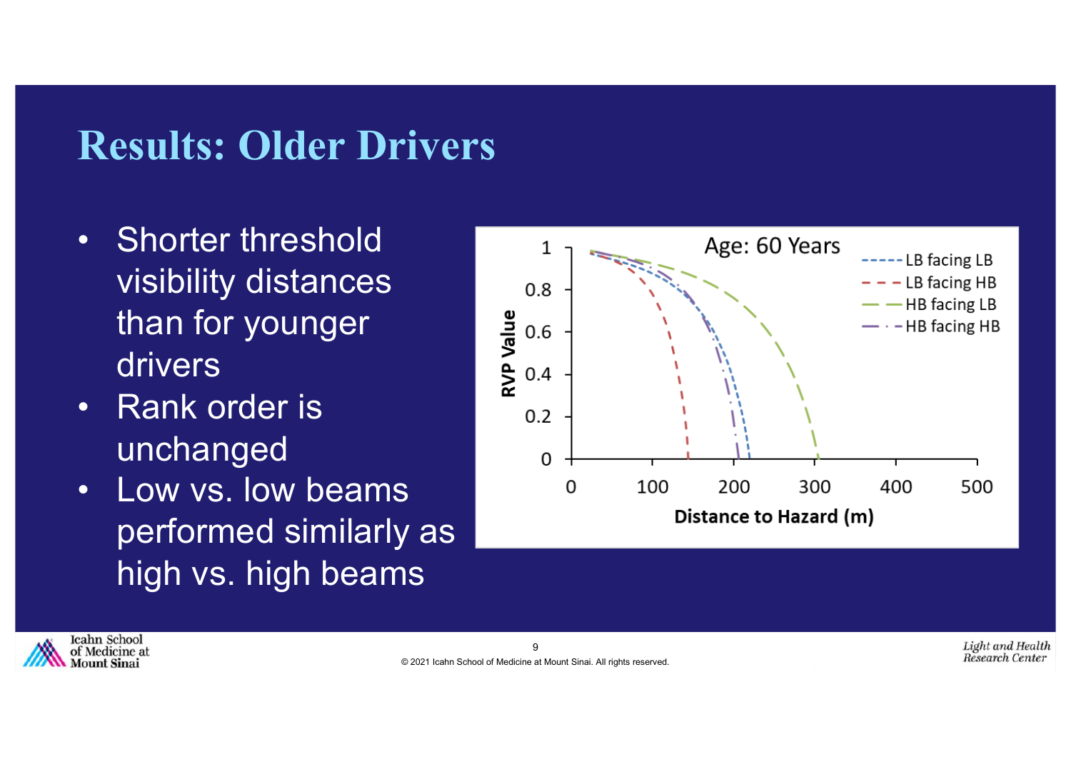# Results: Older Drivers

- Shorter threshold visibility distances than for younger drivers
- Rank order is unchanged
- Low vs. low beams performed similarly as high vs. high beams

Age: 60 Years

RVP Value

Distance to Hazard (m)

LB facing LB
LB facing HB
HB facing LB
HB facing HB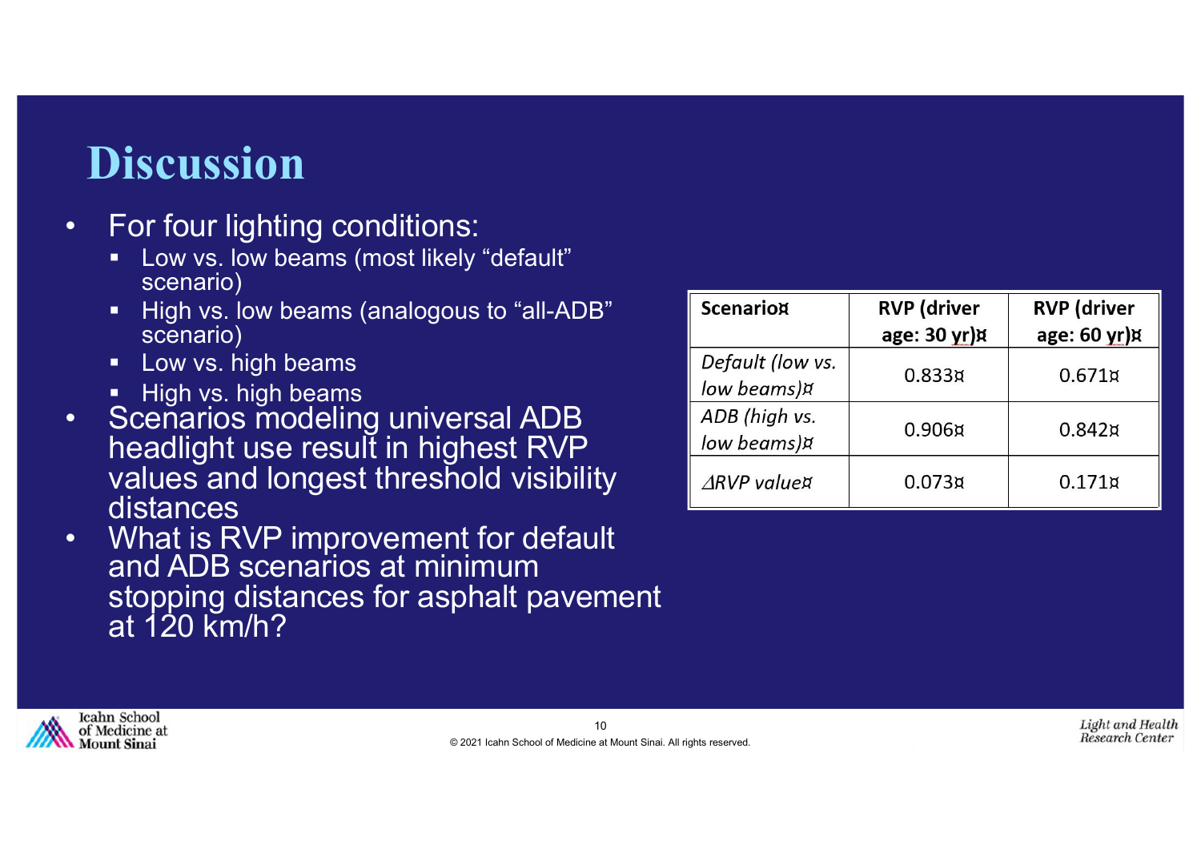# Discussion

- For four lighting conditions:
  - Low vs. low beams (most likely "default" scenario)
  - High vs. low beams (analogous to "all-ADB" scenario)
  - Low vs. high beams
  - High vs. high beams
- Scenarios modeling universal ADB headlight use result in highest RVP values and longest threshold visibility distances
- What is RVP improvement for default and ADB scenarios at minimum stopping distances for asphalt pavement at 120 km/h?

| Scenario | RVP (driver age: 30 yr) | RVP (driver age: 60 yr) |
|---|---|---|
| *Default (low vs. low beams)* | 0.833 | 0.671 |
| *ADB (high vs. low beams)* | 0.906 | 0.842 |
| *ΔRVP value* | 0.073 | 0.171 |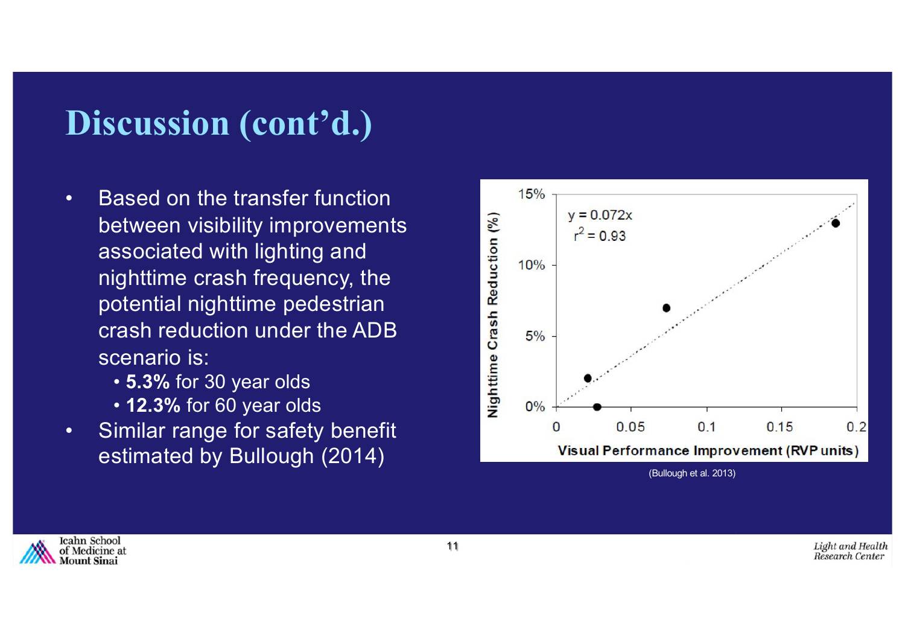# Discussion (cont'd.)

- Based on the transfer function between visibility improvements associated with lighting and nighttime crash frequency, the potential nighttime pedestrian crash reduction under the ADB scenario is:
  - **5.3%** for 30 year olds
  - **12.3%** for 60 year olds
- Similar range for safety benefit estimated by Bullough (2014)

(Bullough et al. 2013)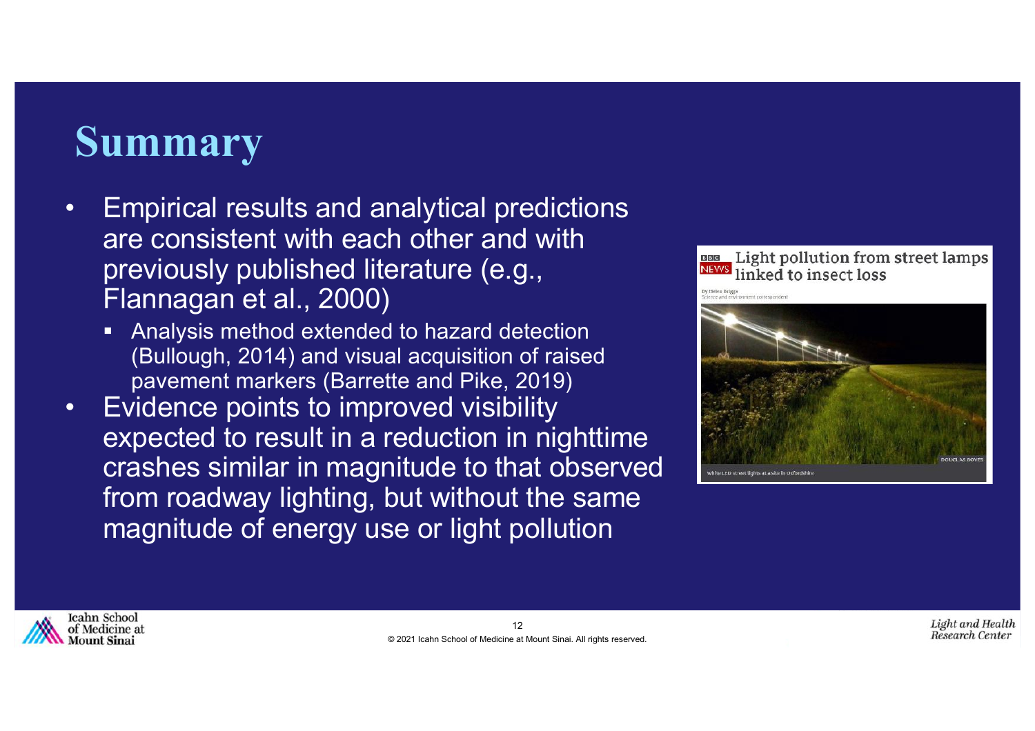# Summary

- Empirical results and analytical predictions are consistent with each other and with previously published literature (e.g., Flannagan et al., 2000)
  - Analysis method extended to hazard detection (Bullough, 2014) and visual acquisition of raised pavement markers (Barrette and Pike, 2019)
- Evidence points to improved visibility expected to result in a reduction in nighttime crashes similar in magnitude to that observed from roadway lighting, but without the same magnitude of energy use or light pollution

Light pollution from street lamps linked to insect loss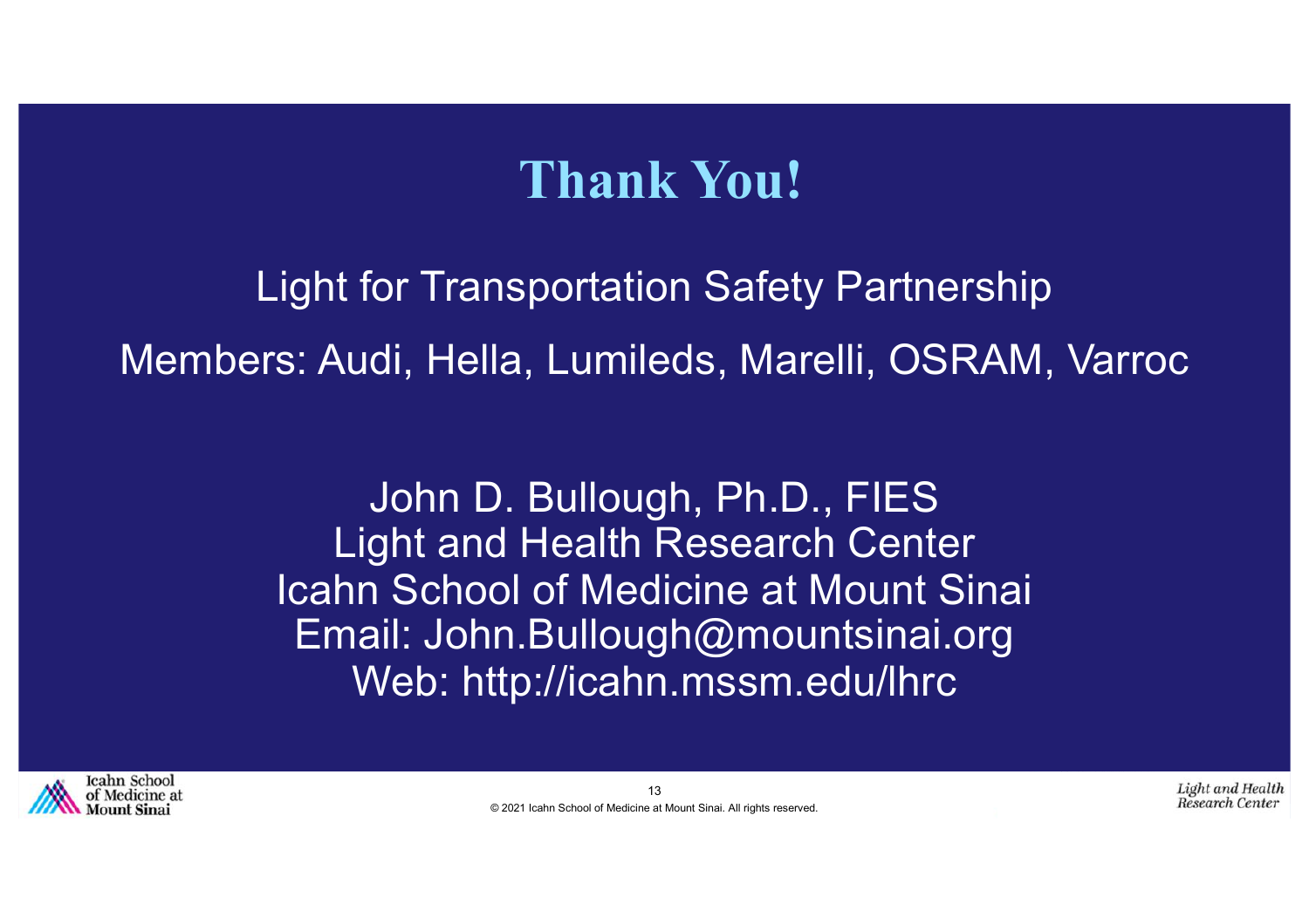# Thank You!

Light for Transportation Safety Partnership

Members: Audi, Hella, Lumileds, Marelli, OSRAM, Varroc

John D. Bullough, Ph.D., FIES
Light and Health Research Center
Icahn School of Medicine at Mount Sinai
Email: John.Bullough@mountsinai.org
Web: http://icahn.mssm.edu/lhrc

© 2021 Icahn School of Medicine at Mount Sinai. All rights reserved.